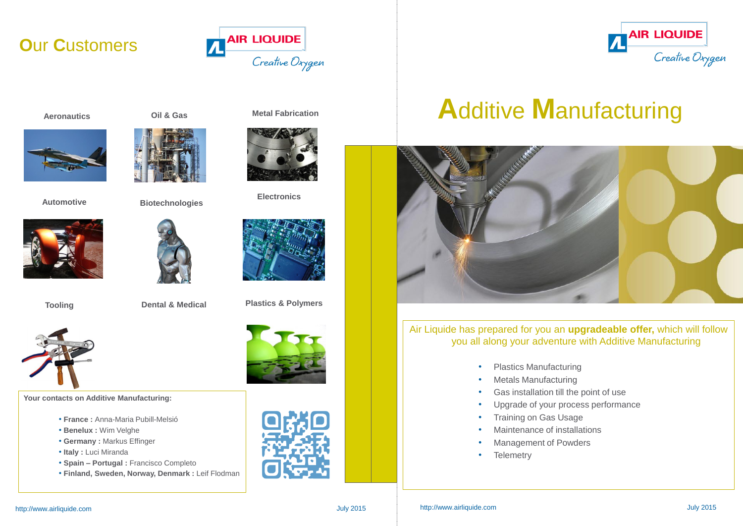# Our Customers

AIR LIQUIDE
Creative Oxygen

**Aeronautics**

**Oil & Gas**

**Metal Fabrication**

**Automotive**

**Biotechnologies**

**Electronics**

**Tooling**

**Dental & Medical**

**Plastics & Polymers**

**Your contacts on Additive Manufacturing:**

- **France :** Anna-Maria Pubill-Melsió
- **Benelux :** Wim Velghe
- **Germany :** Markus Effinger
- **Italy :** Luci Miranda
- **Spain – Portugal :** Francisco Completo
- **Finland, Sweden, Norway, Denmark :** Leif Flodman

http://www.airliquide.com

July 2015

AIR LIQUIDE
Creative Oxygen

# Additive Manufacturing

Air Liquide has prepared for you an **upgradeable offer,** which will follow you all along your adventure with Additive Manufacturing

- Plastics Manufacturing
- Metals Manufacturing
- Gas installation till the point of use
- Upgrade of your process performance
- Training on Gas Usage
- Maintenance of installations
- Management of Powders
- Telemetry

http://www.airliquide.com

July 2015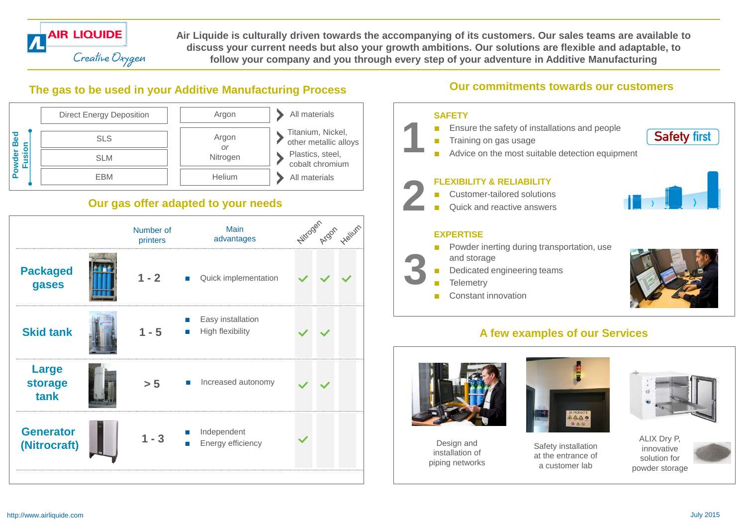AIR LIQUIDE

*Creative Oxygen*

**Air Liquide is culturally driven towards the accompanying of its customers. Our sales teams are available to discuss your current needs but also your growth ambitions. Our solutions are flexible and adaptable, to follow your company and you through every step of your adventure in Additive Manufacturing**

## The gas to be used in your Additive Manufacturing Process

| Process | | Gas | Materials |
|---|---|---|---|
| | Direct Energy Deposition | Argon | All materials |
| Powder Bed Fusion | SLS | Argon *or* Nitrogen | Titanium, Nickel, other metallic alloys |
| Powder Bed Fusion | SLM | Argon *or* Nitrogen | Plastics, steel, cobalt chromium |
| Powder Bed Fusion | EBM | Helium | All materials |

## Our gas offer adapted to your needs

| | Number of printers | Main advantages | Nitrogen | Argon | Helium |
|---|---|---|---|---|---|
| **Packaged gases** | 1 - 2 | Quick implementation | ✓ | ✓ | ✓ |
| **Skid tank** | 1 - 5 | Easy installation; High flexibility | ✓ | ✓ | |
| **Large storage tank** | > 5 | Increased autonomy | ✓ | ✓ | |
| **Generator (Nitrocraft)** | 1 - 3 | Independent; Energy efficiency | ✓ | | |

## Our commitments towards our customers

**1 SAFETY**

- Ensure the safety of installations and people
- Training on gas usage
- Advice on the most suitable detection equipment

Safety first

**2 FLEXIBILITY & RELIABILITY**

- Customer-tailored solutions
- Quick and reactive answers

**3 EXPERTISE**

- Powder inerting during transportation, use and storage
- Dedicated engineering teams
- Telemetry
- Constant innovation

## A few examples of our Services

Design and installation of piping networks

Safety installation at the entrance of a customer lab

ALIX Dry P, innovative solution for powder storage

http://www.airliquide.com

July 2015